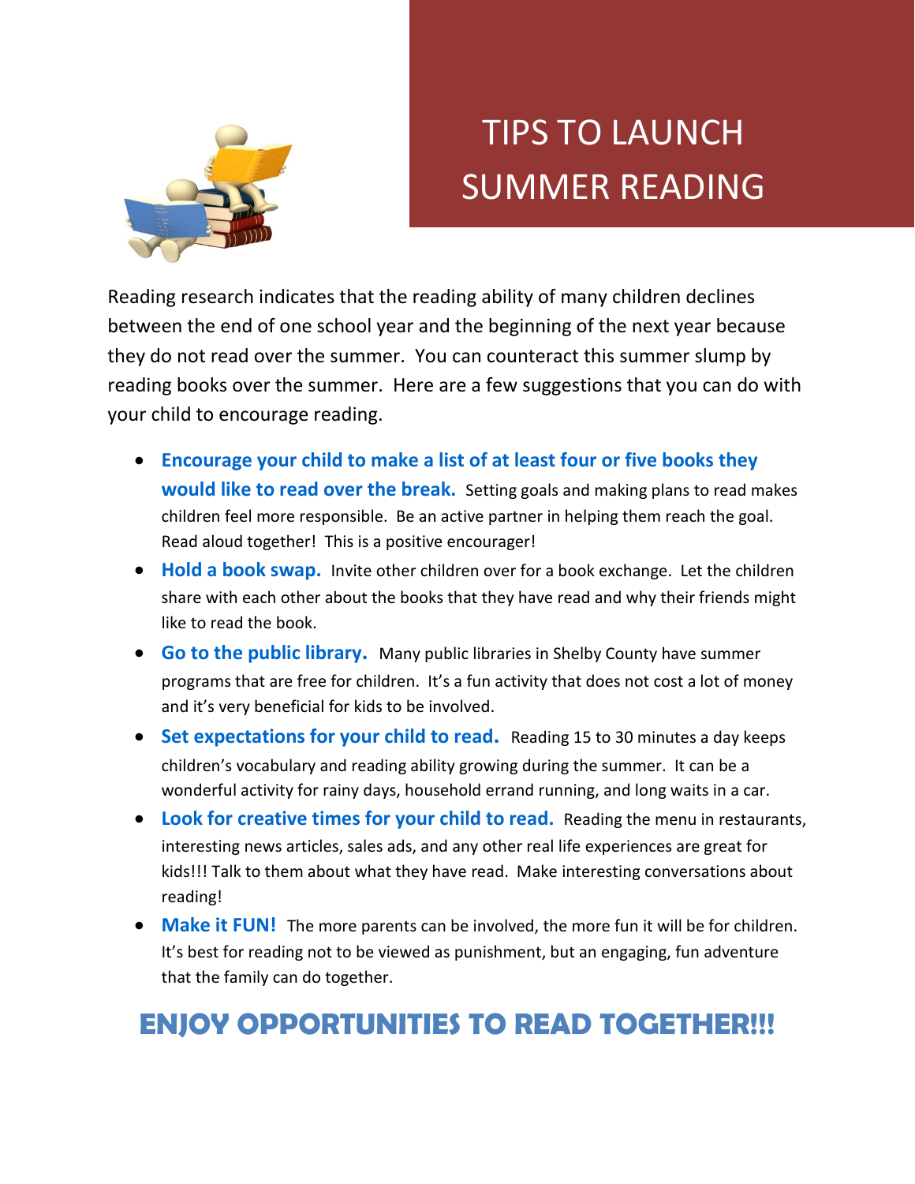# TIPS TO LAUNCH SUMMER READING

Reading research indicates that the reading ability of many children declines between the end of one school year and the beginning of the next year because they do not read over the summer. You can counteract this summer slump by reading books over the summer. Here are a few suggestions that you can do with your child to encourage reading.

- **Encourage your child to make a list of at least four or five books they would like to read over the break.** Setting goals and making plans to read makes children feel more responsible. Be an active partner in helping them reach the goal. Read aloud together! This is a positive encourager!
- **Hold a book swap.** Invite other children over for a book exchange. Let the children share with each other about the books that they have read and why their friends might like to read the book.
- **Go to the public library.** Many public libraries in Shelby County have summer programs that are free for children. It's a fun activity that does not cost a lot of money and it's very beneficial for kids to be involved.
- **Set expectations for your child to read.** Reading 15 to 30 minutes a day keeps children's vocabulary and reading ability growing during the summer. It can be a wonderful activity for rainy days, household errand running, and long waits in a car.
- **Look for creative times for your child to read.** Reading the menu in restaurants, interesting news articles, sales ads, and any other real life experiences are great for kids!!! Talk to them about what they have read. Make interesting conversations about reading!
- **Make it FUN!** The more parents can be involved, the more fun it will be for children. It's best for reading not to be viewed as punishment, but an engaging, fun adventure that the family can do together.

## ENJOY OPPORTUNITIES TO READ TOGETHER!!!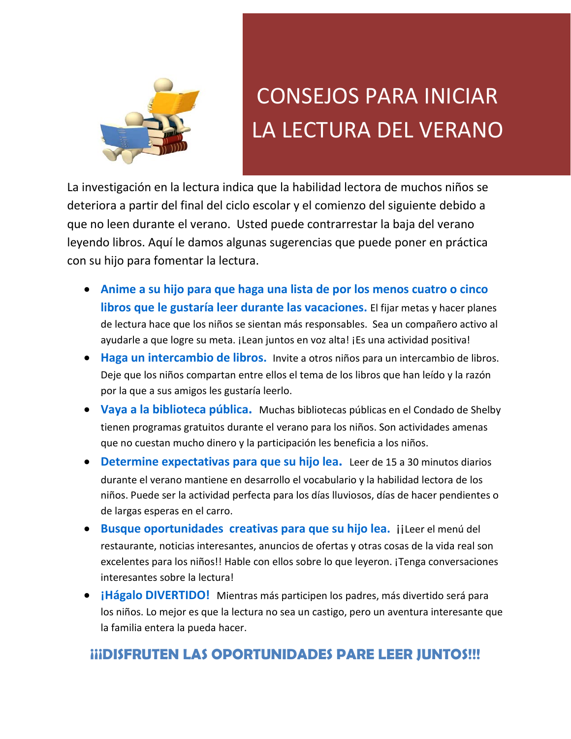# CONSEJOS PARA INICIAR LA LECTURA DEL VERANO

La investigación en la lectura indica que la habilidad lectora de muchos niños se deteriora a partir del final del ciclo escolar y el comienzo del siguiente debido a que no leen durante el verano. Usted puede contrarrestar la baja del verano leyendo libros. Aquí le damos algunas sugerencias que puede poner en práctica con su hijo para fomentar la lectura.

- **Anime a su hijo para que haga una lista de por los menos cuatro o cinco libros que le gustaría leer durante las vacaciones.** El fijar metas y hacer planes de lectura hace que los niños se sientan más responsables. Sea un compañero activo al ayudarle a que logre su meta. ¡Lean juntos en voz alta! ¡Es una actividad positiva!
- **Haga un intercambio de libros.** Invite a otros niños para un intercambio de libros. Deje que los niños compartan entre ellos el tema de los libros que han leído y la razón por la que a sus amigos les gustaría leerlo.
- **Vaya a la biblioteca pública.** Muchas bibliotecas públicas en el Condado de Shelby tienen programas gratuitos durante el verano para los niños. Son actividades amenas que no cuestan mucho dinero y la participación les beneficia a los niños.
- **Determine expectativas para que su hijo lea.** Leer de 15 a 30 minutos diarios durante el verano mantiene en desarrollo el vocabulario y la habilidad lectora de los niños. Puede ser la actividad perfecta para los días lluviosos, días de hacer pendientes o de largas esperas en el carro.
- **Busque oportunidades creativas para que su hijo lea.** ¡¡Leer el menú del restaurante, noticias interesantes, anuncios de ofertas y otras cosas de la vida real son excelentes para los niños!! Hable con ellos sobre lo que leyeron. ¡Tenga conversaciones interesantes sobre la lectura!
- **¡Hágalo DIVERTIDO!** Mientras más participen los padres, más divertido será para los niños. Lo mejor es que la lectura no sea un castigo, pero un aventura interesante que la familia entera la pueda hacer.

**¡¡¡DISFRUTEN LAS OPORTUNIDADES PARE LEER JUNTOS!!!**